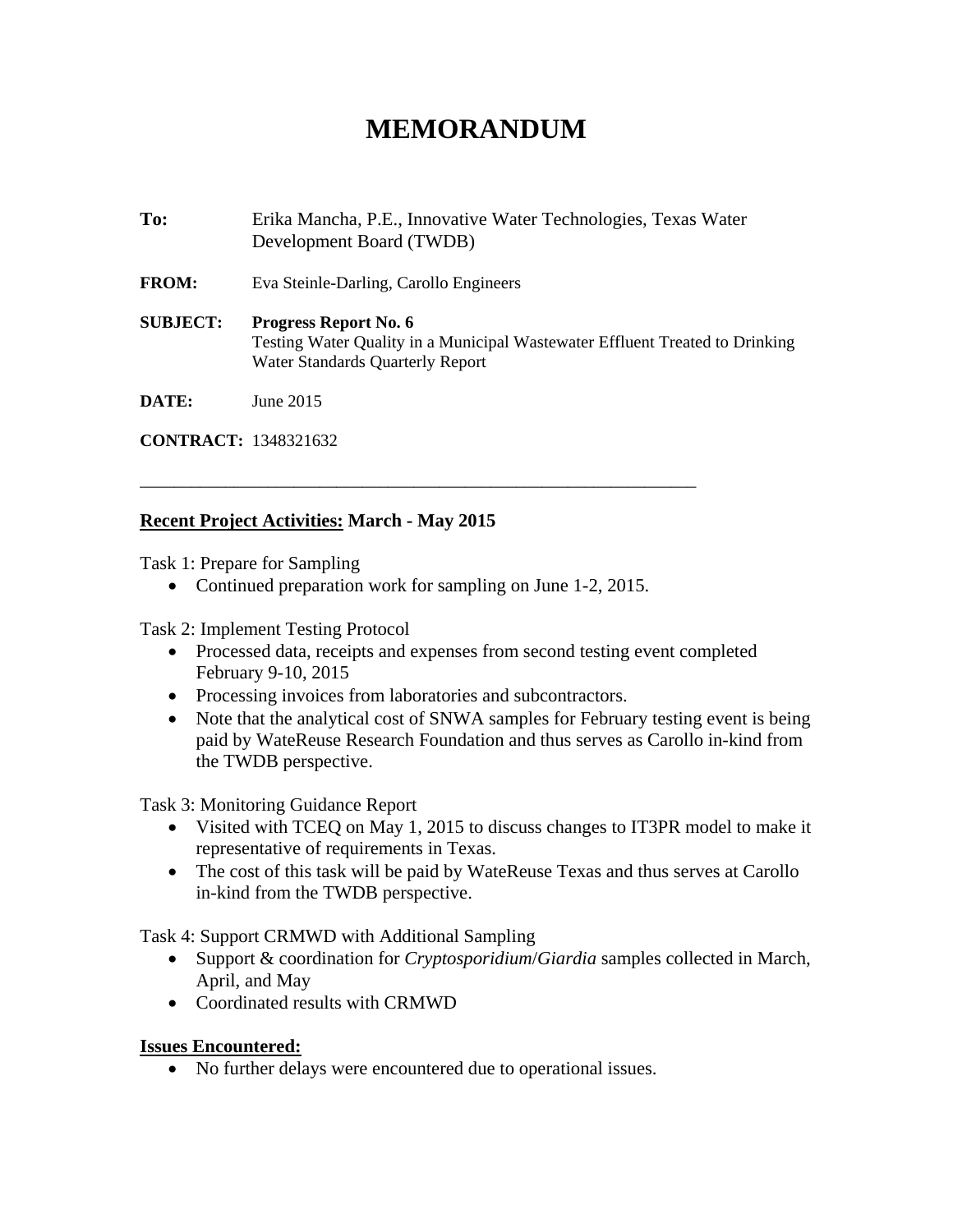# MEMORANDUM

**To:** Erika Mancha, P.E., Innovative Water Technologies, Texas Water Development Board (TWDB)

**FROM:** Eva Steinle-Darling, Carollo Engineers

**SUBJECT:** **Progress Report No. 6**
Testing Water Quality in a Municipal Wastewater Effluent Treated to Drinking Water Standards Quarterly Report

**DATE:** June 2015

**CONTRACT:** 1348321632

---

**Recent Project Activities: March - May 2015**

Task 1: Prepare for Sampling

- Continued preparation work for sampling on June 1-2, 2015.

Task 2: Implement Testing Protocol

- Processed data, receipts and expenses from second testing event completed February 9-10, 2015
- Processing invoices from laboratories and subcontractors.
- Note that the analytical cost of SNWA samples for February testing event is being paid by WateReuse Research Foundation and thus serves as Carollo in-kind from the TWDB perspective.

Task 3: Monitoring Guidance Report

- Visited with TCEQ on May 1, 2015 to discuss changes to IT3PR model to make it representative of requirements in Texas.
- The cost of this task will be paid by WateReuse Texas and thus serves at Carollo in-kind from the TWDB perspective.

Task 4: Support CRMWD with Additional Sampling

- Support & coordination for *Cryptosporidium*/*Giardia* samples collected in March, April, and May
- Coordinated results with CRMWD

**Issues Encountered:**

- No further delays were encountered due to operational issues.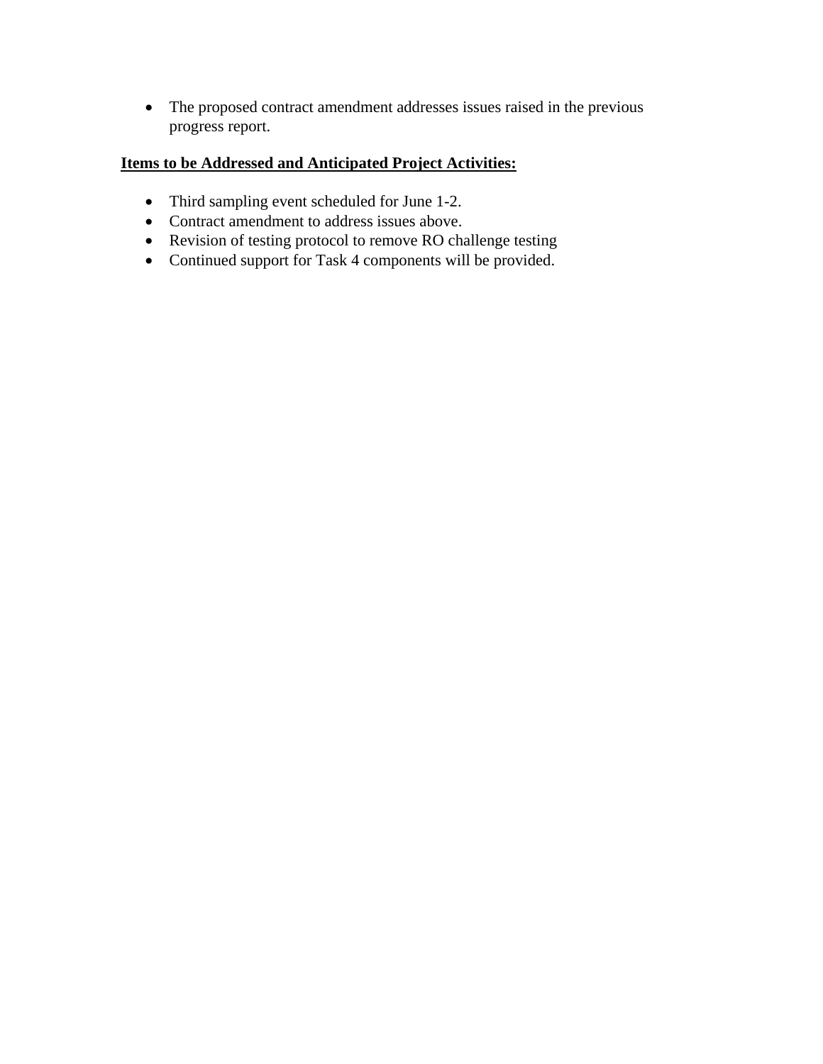- The proposed contract amendment addresses issues raised in the previous progress report.

**Items to be Addressed and Anticipated Project Activities:**

- Third sampling event scheduled for June 1-2.
- Contract amendment to address issues above.
- Revision of testing protocol to remove RO challenge testing
- Continued support for Task 4 components will be provided.